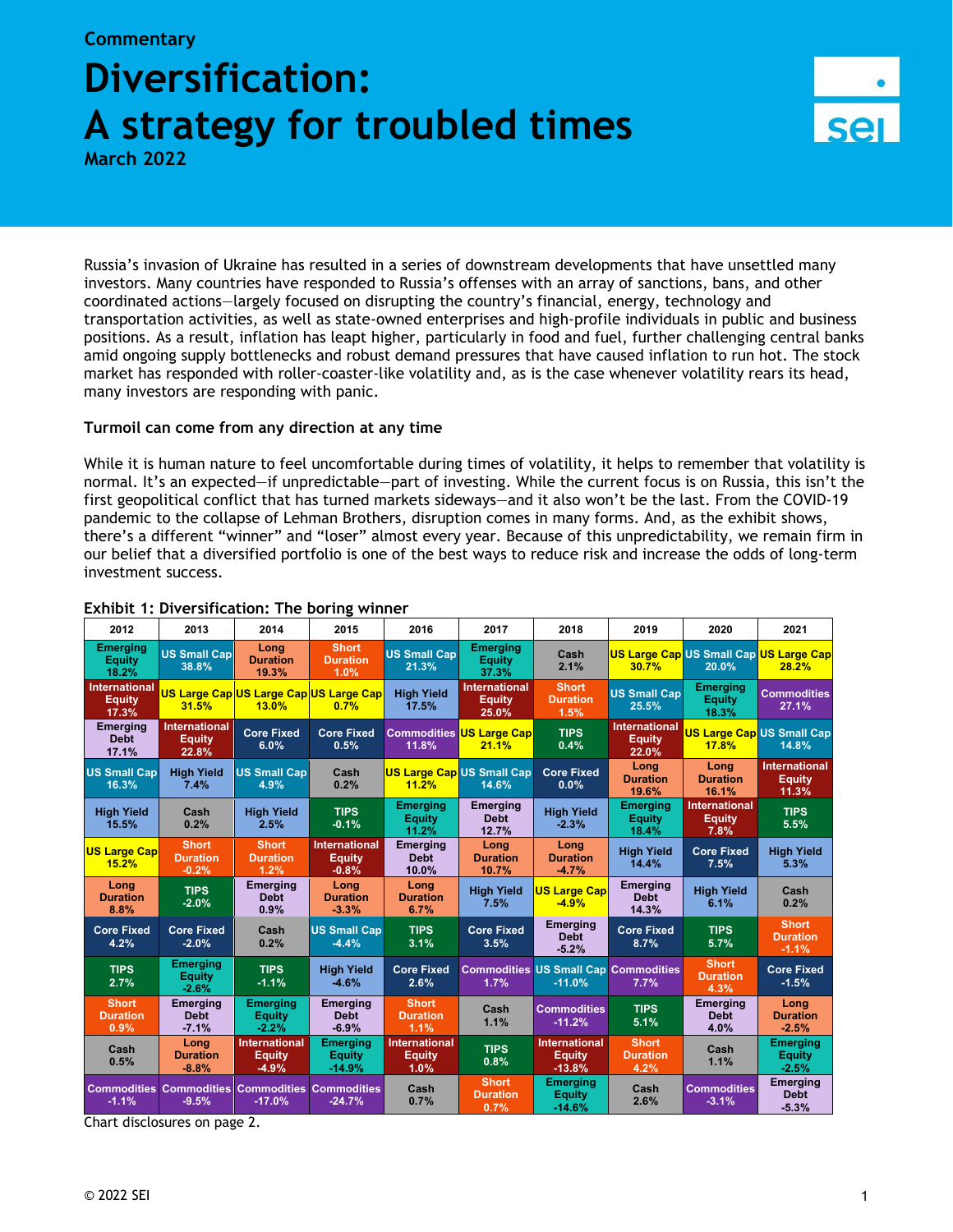Commentary

# Diversification: A strategy for troubled times

March 2022

Russia's invasion of Ukraine has resulted in a series of downstream developments that have unsettled many investors. Many countries have responded to Russia's offenses with an array of sanctions, bans, and other coordinated actions—largely focused on disrupting the country's financial, energy, technology and transportation activities, as well as state-owned enterprises and high-profile individuals in public and business positions. As a result, inflation has leapt higher, particularly in food and fuel, further challenging central banks amid ongoing supply bottlenecks and robust demand pressures that have caused inflation to run hot. The stock market has responded with roller-coaster-like volatility and, as is the case whenever volatility rears its head, many investors are responding with panic.

**Turmoil can come from any direction at any time**

While it is human nature to feel uncomfortable during times of volatility, it helps to remember that volatility is normal. It's an expected—if unpredictable—part of investing. While the current focus is on Russia, this isn't the first geopolitical conflict that has turned markets sideways—and it also won't be the last. From the COVID-19 pandemic to the collapse of Lehman Brothers, disruption comes in many forms. And, as the exhibit shows, there's a different "winner" and "loser" almost every year. Because of this unpredictability, we remain firm in our belief that a diversified portfolio is one of the best ways to reduce risk and increase the odds of long-term investment success.

**Exhibit 1: Diversification: The boring winner**

| 2012 | 2013 | 2014 | 2015 | 2016 | 2017 | 2018 | 2019 | 2020 | 2021 |
|---|---|---|---|---|---|---|---|---|---|
| Emerging Equity 18.2% | US Small Cap 38.8% | Long Duration 19.3% | Short Duration 1.0% | US Small Cap 21.3% | Emerging Equity 37.3% | Cash 2.1% | US Large Cap 30.7% | US Small Cap 20.0% | US Large Cap 28.2% |
| International Equity 17.3% | US Large Cap 31.5% | US Large Cap 13.0% | US Large Cap 0.7% | High Yield 17.5% | International Equity 25.0% | Short Duration 1.5% | US Small Cap 25.5% | Emerging Equity 18.3% | Commodities 27.1% |
| Emerging Debt 17.1% | International Equity 22.8% | Core Fixed 6.0% | Core Fixed 0.5% | Commodities 11.8% | US Large Cap 21.1% | TIPS 0.4% | International Equity 22.0% | US Large Cap 17.8% | US Small Cap 14.8% |
| US Small Cap 16.3% | High Yield 7.4% | US Small Cap 4.9% | Cash 0.2% | US Large Cap 11.2% | US Small Cap 14.6% | Core Fixed 0.0% | Long Duration 19.6% | Long Duration 16.1% | International Equity 11.3% |
| High Yield 15.5% | Cash 0.2% | High Yield 2.5% | TIPS -0.1% | Emerging Equity 11.2% | Emerging Debt 12.7% | High Yield -2.3% | Emerging Equity 18.4% | International Equity 7.8% | TIPS 5.5% |
| US Large Cap 15.2% | Short Duration -0.2% | Short Duration 1.2% | International Equity -0.8% | Emerging Debt 10.0% | Long Duration 10.7% | Long Duration -4.7% | High Yield 14.4% | Core Fixed 7.5% | High Yield 5.3% |
| Long Duration 8.8% | TIPS -2.0% | Emerging Debt 0.9% | Long Duration -3.3% | Long Duration 6.7% | High Yield 7.5% | US Large Cap -4.9% | Emerging Debt 14.3% | High Yield 6.1% | Cash 0.2% |
| Core Fixed 4.2% | Core Fixed -2.0% | Cash 0.2% | US Small Cap -4.4% | TIPS 3.1% | Core Fixed 3.5% | Emerging Debt -5.2% | Core Fixed 8.7% | TIPS 5.7% | Short Duration -1.1% |
| TIPS 2.7% | Emerging Equity -2.6% | TIPS -1.1% | High Yield -4.6% | Core Fixed 2.6% | Commodities 1.7% | US Small Cap -11.0% | Commodities 7.7% | Short Duration 4.3% | Core Fixed -1.5% |
| Short Duration 0.9% | Emerging Debt -7.1% | Emerging Equity -2.2% | Emerging Debt -6.9% | Short Duration 1.1% | Cash 1.1% | Commodities -11.2% | TIPS 5.1% | Emerging Debt 4.0% | Long Duration -2.5% |
| Cash 0.5% | Long Duration -8.8% | International Equity -4.9% | Emerging Equity -14.9% | International Equity 1.0% | TIPS 0.8% | International Equity -13.8% | Short Duration 4.2% | Cash 1.1% | Emerging Equity -2.5% |
| Commodities -1.1% | Commodities -9.5% | Commodities -17.0% | Commodities -24.7% | Cash 0.7% | Short Duration 0.7% | Emerging Equity -14.6% | Cash 2.6% | Commodities -3.1% | Emerging Debt -5.3% |

Chart disclosures on page 2.

© 2022 SEI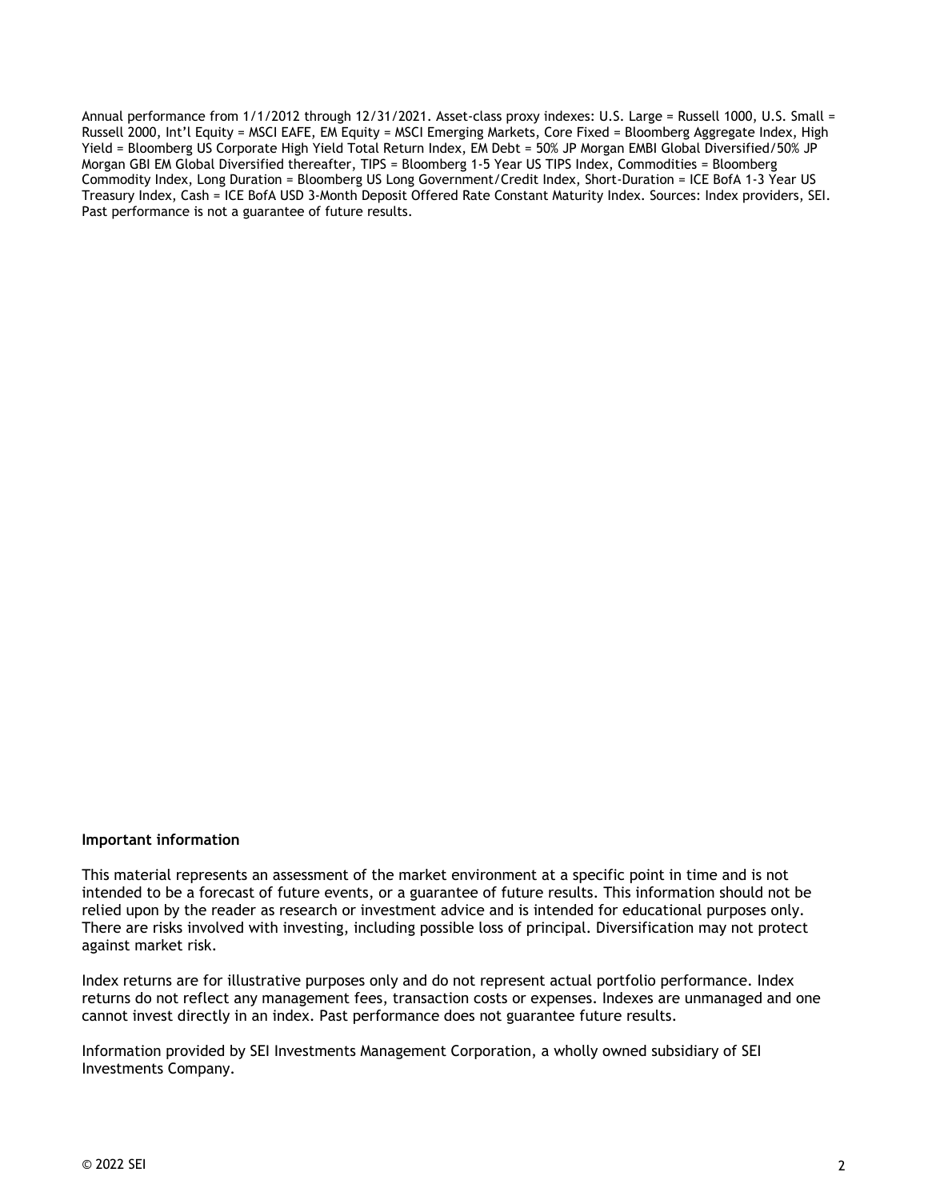Annual performance from 1/1/2012 through 12/31/2021. Asset-class proxy indexes: U.S. Large = Russell 1000, U.S. Small = Russell 2000, Int'l Equity = MSCI EAFE, EM Equity = MSCI Emerging Markets, Core Fixed = Bloomberg Aggregate Index, High Yield = Bloomberg US Corporate High Yield Total Return Index, EM Debt = 50% JP Morgan EMBI Global Diversified/50% JP Morgan GBI EM Global Diversified thereafter, TIPS = Bloomberg 1-5 Year US TIPS Index, Commodities = Bloomberg Commodity Index, Long Duration = Bloomberg US Long Government/Credit Index, Short-Duration = ICE BofA 1-3 Year US Treasury Index, Cash = ICE BofA USD 3-Month Deposit Offered Rate Constant Maturity Index. Sources: Index providers, SEI. Past performance is not a guarantee of future results.

**Important information**

This material represents an assessment of the market environment at a specific point in time and is not intended to be a forecast of future events, or a guarantee of future results. This information should not be relied upon by the reader as research or investment advice and is intended for educational purposes only. There are risks involved with investing, including possible loss of principal. Diversification may not protect against market risk.

Index returns are for illustrative purposes only and do not represent actual portfolio performance. Index returns do not reflect any management fees, transaction costs or expenses. Indexes are unmanaged and one cannot invest directly in an index. Past performance does not guarantee future results.

Information provided by SEI Investments Management Corporation, a wholly owned subsidiary of SEI Investments Company.

© 2022 SEI